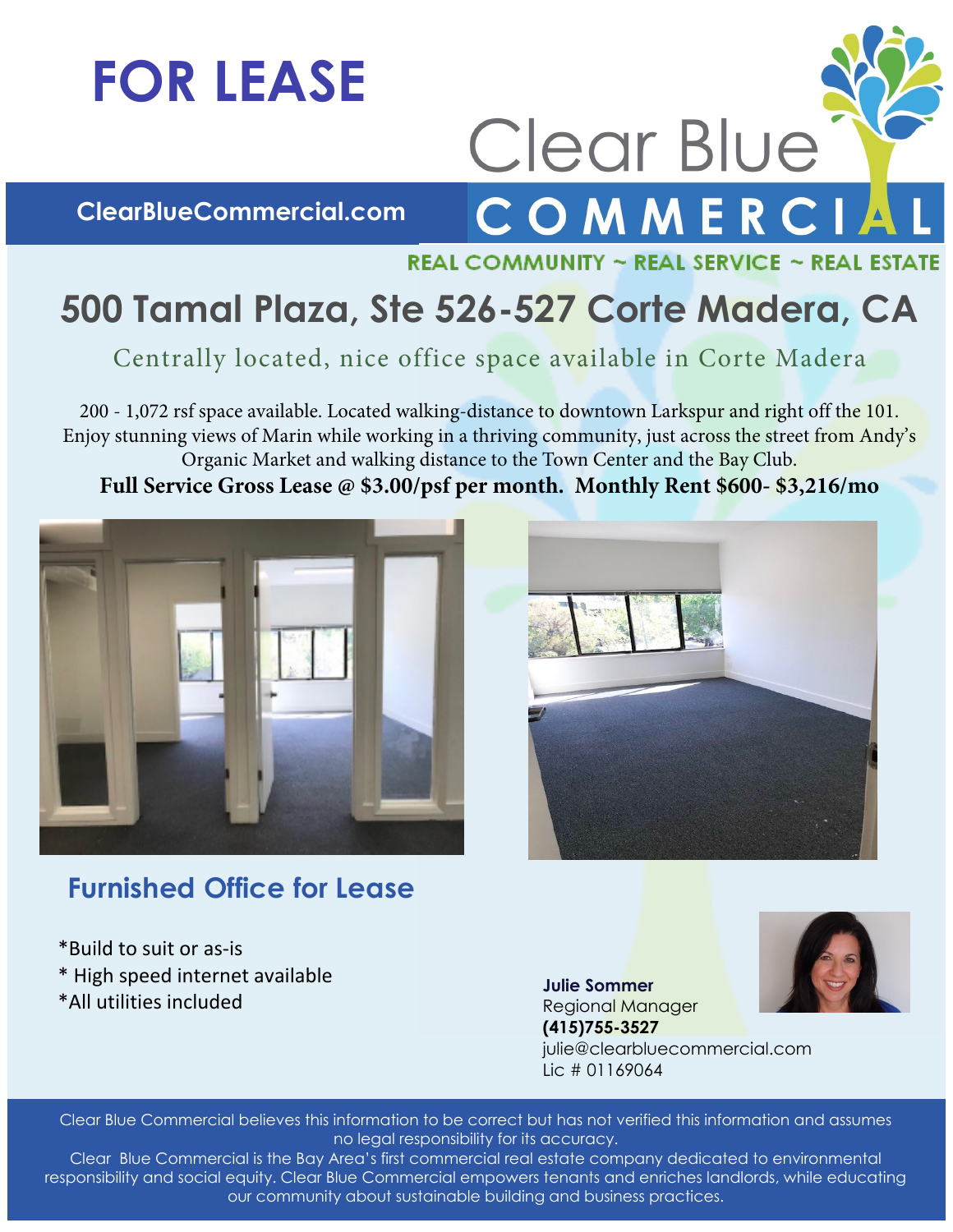# FOR LEASE

Clear Blue COMMERCIAL

ClearBlueCommercial.com

REAL COMMUNITY ~ REAL SERVICE ~ REAL ESTATE

## 500 Tamal Plaza, Ste 526-527 Corte Madera, CA

### Centrally located, nice office space available in Corte Madera

200 - 1,072 rsf space available. Located walking-distance to downtown Larkspur and right off the 101. Enjoy stunning views of Marin while working in a thriving community, just across the street from Andy's Organic Market and walking distance to the Town Center and the Bay Club.

**Full Service Gross Lease @ $3.00/psf per month. Monthly Rent $600- $3,216/mo**

## Furnished Office for Lease

*Build to suit or as-is
* High speed internet available
*All utilities included

**Julie Sommer**
Regional Manager
**(415)755-3527**
julie@clearbluecommercial.com
Lic # 01169064

Clear Blue Commercial believes this information to be correct but has not verified this information and assumes no legal responsibility for its accuracy.
Clear Blue Commercial is the Bay Area's first commercial real estate company dedicated to environmental responsibility and social equity. Clear Blue Commercial empowers tenants and enriches landlords, while educating our community about sustainable building and business practices.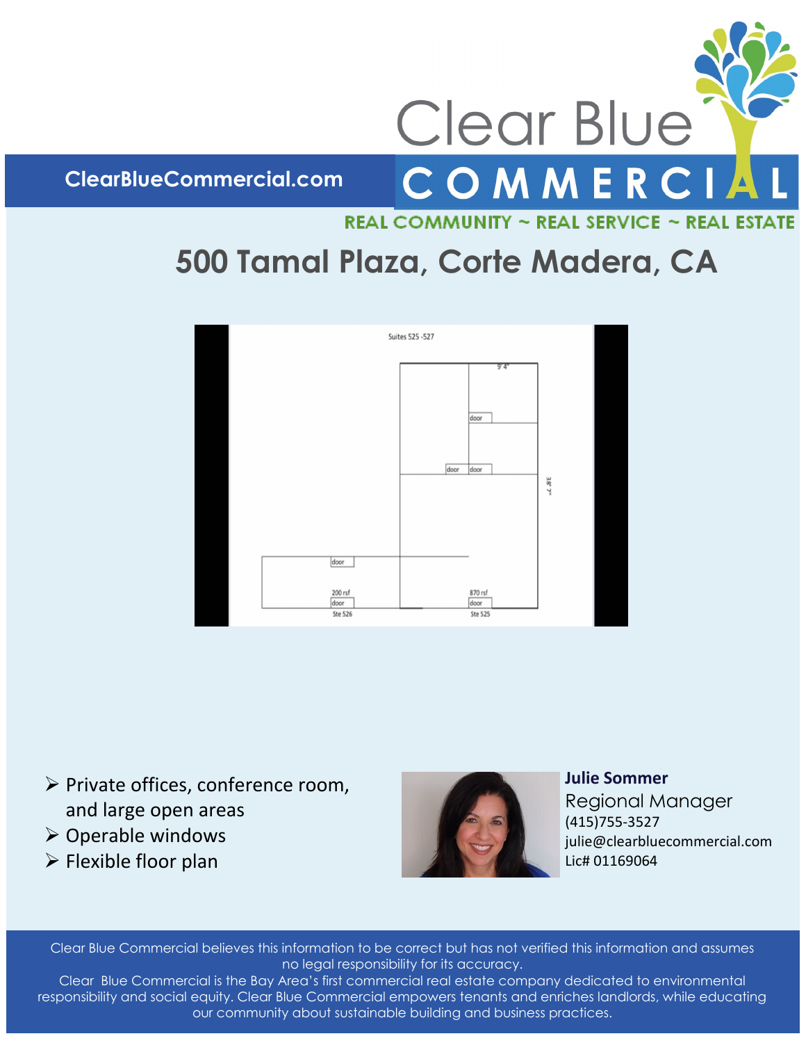ClearBlueCommercial.com

Clear Blue COMMERCIAL

REAL COMMUNITY ~ REAL SERVICE ~ REAL ESTATE

# 500 Tamal Plaza, Corte Madera, CA

Suites 525 -527

9' 4"

door

door

door

38' 7"

door

200 rsf

door

Ste 526

870 rsf

door

Ste 525

- Private offices, conference room, and large open areas
- Operable windows
- Flexible floor plan

**Julie Sommer**
Regional Manager
(415)755-3527
julie@clearbluecommercial.com
Lic# 01169064

Clear Blue Commercial believes this information to be correct but has not verified this information and assumes no legal responsibility for its accuracy.
Clear Blue Commercial is the Bay Area's first commercial real estate company dedicated to environmental responsibility and social equity. Clear Blue Commercial empowers tenants and enriches landlords, while educating our community about sustainable building and business practices.